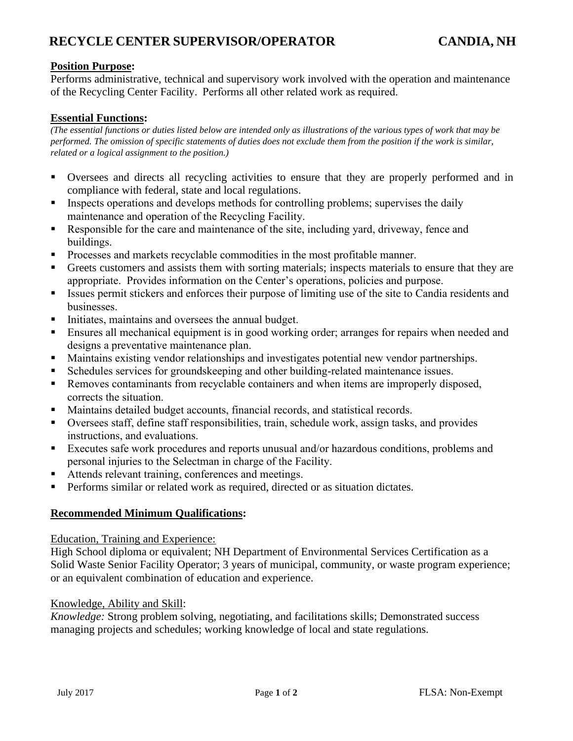# RECYCLE CENTER SUPERVISOR/OPERATOR CANDIA, NH

**Position Purpose:**

Performs administrative, technical and supervisory work involved with the operation and maintenance of the Recycling Center Facility. Performs all other related work as required.

**Essential Functions:**

*(The essential functions or duties listed below are intended only as illustrations of the various types of work that may be performed. The omission of specific statements of duties does not exclude them from the position if the work is similar, related or a logical assignment to the position.)*

- Oversees and directs all recycling activities to ensure that they are properly performed and in compliance with federal, state and local regulations.
- Inspects operations and develops methods for controlling problems; supervises the daily maintenance and operation of the Recycling Facility.
- Responsible for the care and maintenance of the site, including yard, driveway, fence and buildings.
- Processes and markets recyclable commodities in the most profitable manner.
- Greets customers and assists them with sorting materials; inspects materials to ensure that they are appropriate. Provides information on the Center's operations, policies and purpose.
- Issues permit stickers and enforces their purpose of limiting use of the site to Candia residents and businesses.
- Initiates, maintains and oversees the annual budget.
- Ensures all mechanical equipment is in good working order; arranges for repairs when needed and designs a preventative maintenance plan.
- Maintains existing vendor relationships and investigates potential new vendor partnerships.
- Schedules services for groundskeeping and other building-related maintenance issues.
- Removes contaminants from recyclable containers and when items are improperly disposed, corrects the situation.
- Maintains detailed budget accounts, financial records, and statistical records.
- Oversees staff, define staff responsibilities, train, schedule work, assign tasks, and provides instructions, and evaluations.
- Executes safe work procedures and reports unusual and/or hazardous conditions, problems and personal injuries to the Selectman in charge of the Facility.
- Attends relevant training, conferences and meetings.
- Performs similar or related work as required, directed or as situation dictates.

**Recommended Minimum Qualifications:**

Education, Training and Experience:

High School diploma or equivalent; NH Department of Environmental Services Certification as a Solid Waste Senior Facility Operator; 3 years of municipal, community, or waste program experience; or an equivalent combination of education and experience.

Knowledge, Ability and Skill:

*Knowledge:* Strong problem solving, negotiating, and facilitations skills; Demonstrated success managing projects and schedules; working knowledge of local and state regulations.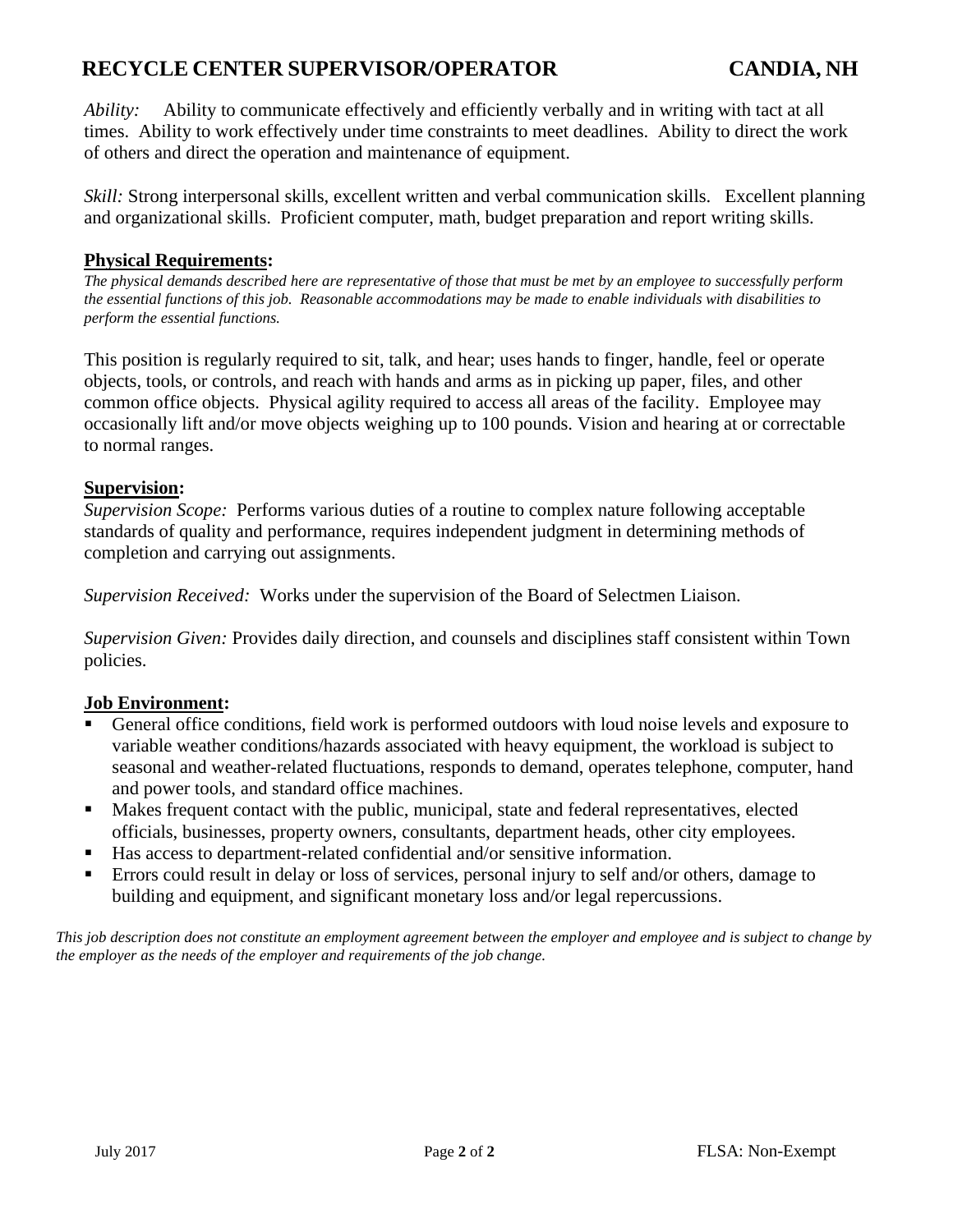*Ability:* Ability to communicate effectively and efficiently verbally and in writing with tact at all times. Ability to work effectively under time constraints to meet deadlines. Ability to direct the work of others and direct the operation and maintenance of equipment.

*Skill:* Strong interpersonal skills, excellent written and verbal communication skills. Excellent planning and organizational skills. Proficient computer, math, budget preparation and report writing skills.

**Physical Requirements:**

*The physical demands described here are representative of those that must be met by an employee to successfully perform the essential functions of this job. Reasonable accommodations may be made to enable individuals with disabilities to perform the essential functions.*

This position is regularly required to sit, talk, and hear; uses hands to finger, handle, feel or operate objects, tools, or controls, and reach with hands and arms as in picking up paper, files, and other common office objects. Physical agility required to access all areas of the facility. Employee may occasionally lift and/or move objects weighing up to 100 pounds. Vision and hearing at or correctable to normal ranges.

**Supervision:**

*Supervision Scope:* Performs various duties of a routine to complex nature following acceptable standards of quality and performance, requires independent judgment in determining methods of completion and carrying out assignments.

*Supervision Received:* Works under the supervision of the Board of Selectmen Liaison.

*Supervision Given:* Provides daily direction, and counsels and disciplines staff consistent within Town policies.

**Job Environment:**

- General office conditions, field work is performed outdoors with loud noise levels and exposure to variable weather conditions/hazards associated with heavy equipment, the workload is subject to seasonal and weather-related fluctuations, responds to demand, operates telephone, computer, hand and power tools, and standard office machines.
- Makes frequent contact with the public, municipal, state and federal representatives, elected officials, businesses, property owners, consultants, department heads, other city employees.
- Has access to department-related confidential and/or sensitive information.
- Errors could result in delay or loss of services, personal injury to self and/or others, damage to building and equipment, and significant monetary loss and/or legal repercussions.

*This job description does not constitute an employment agreement between the employer and employee and is subject to change by the employer as the needs of the employer and requirements of the job change.*